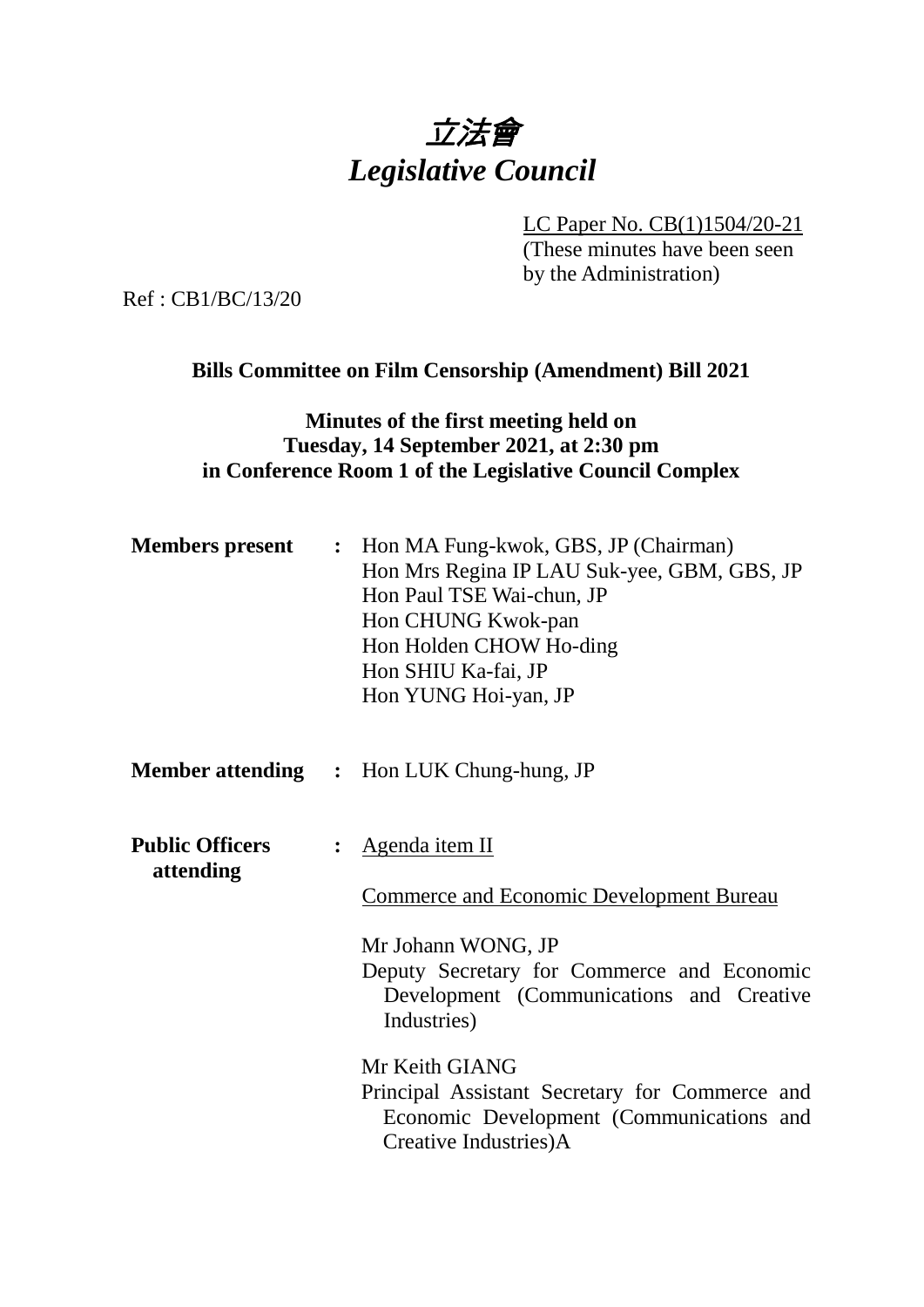# *立法會*
# *Legislative Council*

LC Paper No. CB(1)1504/20-21
(These minutes have been seen by the Administration)

Ref : CB1/BC/13/20

**Bills Committee on Film Censorship (Amendment) Bill 2021**

**Minutes of the first meeting held on Tuesday, 14 September 2021, at 2:30 pm in Conference Room 1 of the Legislative Council Complex**

**Members present** : Hon MA Fung-kwok, GBS, JP (Chairman)
Hon Mrs Regina IP LAU Suk-yee, GBM, GBS, JP
Hon Paul TSE Wai-chun, JP
Hon CHUNG Kwok-pan
Hon Holden CHOW Ho-ding
Hon SHIU Ka-fai, JP
Hon YUNG Hoi-yan, JP

**Member attending** : Hon LUK Chung-hung, JP

**Public Officers attending** : Agenda item II

Commerce and Economic Development Bureau

Mr Johann WONG, JP
Deputy Secretary for Commerce and Economic Development (Communications and Creative Industries)

Mr Keith GIANG
Principal Assistant Secretary for Commerce and Economic Development (Communications and Creative Industries)A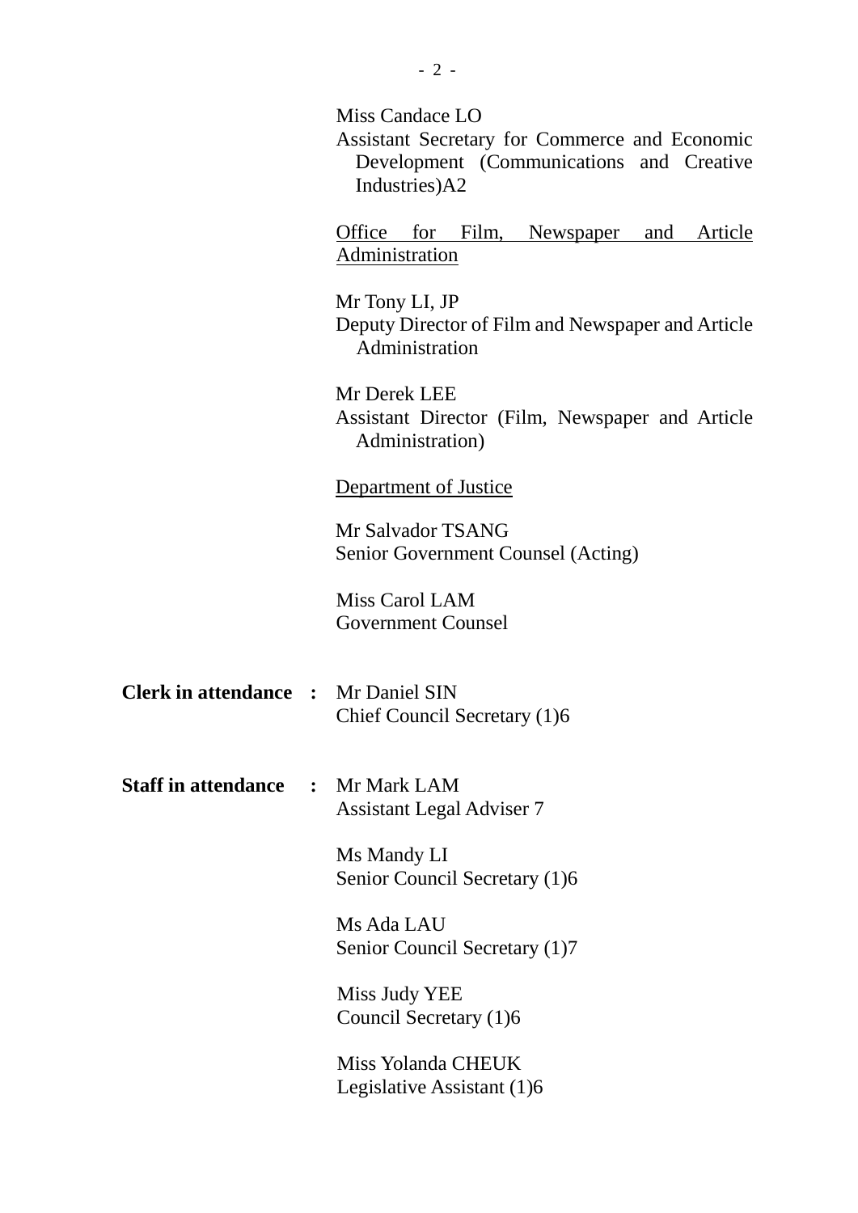Miss Candace LO
Assistant Secretary for Commerce and Economic Development (Communications and Creative Industries)A2

<u>Office for Film, Newspaper and Article Administration</u>

Mr Tony LI, JP
Deputy Director of Film and Newspaper and Article Administration

Mr Derek LEE
Assistant Director (Film, Newspaper and Article Administration)

<u>Department of Justice</u>

Mr Salvador TSANG
Senior Government Counsel (Acting)

Miss Carol LAM
Government Counsel

**Clerk in attendance :** Mr Daniel SIN
Chief Council Secretary (1)6

**Staff in attendance :** Mr Mark LAM
Assistant Legal Adviser 7

Ms Mandy LI
Senior Council Secretary (1)6

Ms Ada LAU
Senior Council Secretary (1)7

Miss Judy YEE
Council Secretary (1)6

Miss Yolanda CHEUK
Legislative Assistant (1)6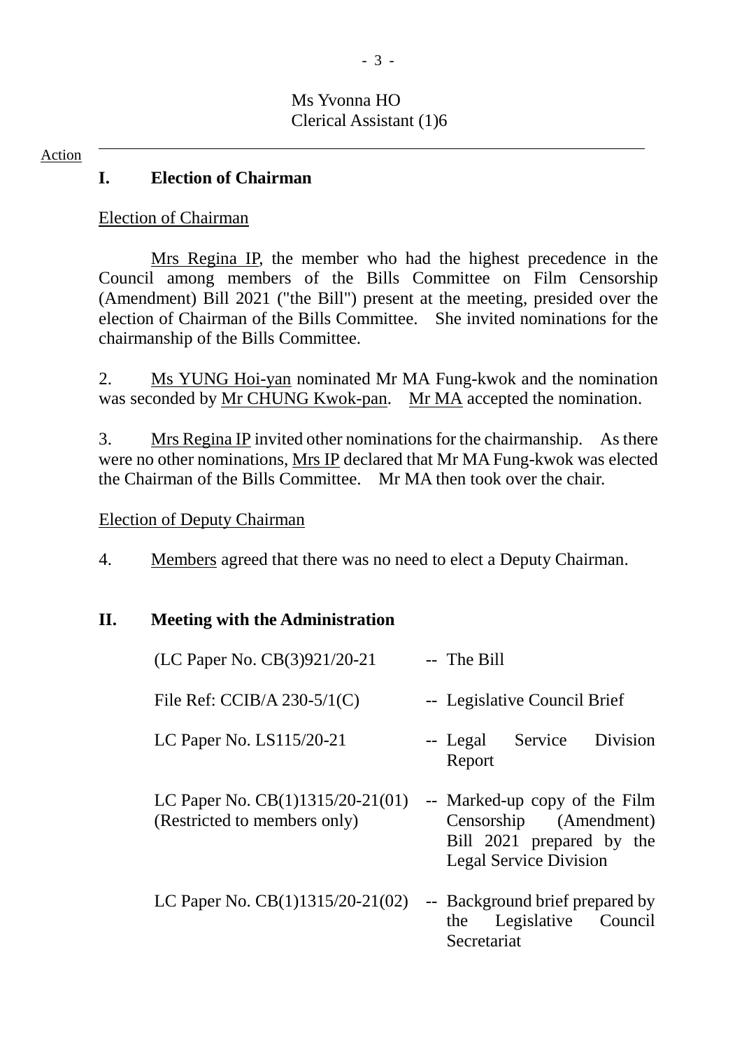Ms Yvonna HO
Clerical Assistant (1)6

Action

## I. Election of Chairman

Election of Chairman

Mrs Regina IP, the member who had the highest precedence in the Council among members of the Bills Committee on Film Censorship (Amendment) Bill 2021 ("the Bill") present at the meeting, presided over the election of Chairman of the Bills Committee. She invited nominations for the chairmanship of the Bills Committee.

2. Ms YUNG Hoi-yan nominated Mr MA Fung-kwok and the nomination was seconded by Mr CHUNG Kwok-pan. Mr MA accepted the nomination.

3. Mrs Regina IP invited other nominations for the chairmanship. As there were no other nominations, Mrs IP declared that Mr MA Fung-kwok was elected the Chairman of the Bills Committee. Mr MA then took over the chair.

Election of Deputy Chairman

4. Members agreed that there was no need to elect a Deputy Chairman.

## II. Meeting with the Administration

| | |
|---|---|
| (LC Paper No. CB(3)921/20-21 | -- The Bill |
| File Ref: CCIB/A 230-5/1(C) | -- Legislative Council Brief |
| LC Paper No. LS115/20-21 | -- Legal Service Division Report |
| LC Paper No. CB(1)1315/20-21(01) (Restricted to members only) | -- Marked-up copy of the Film Censorship (Amendment) Bill 2021 prepared by the Legal Service Division |
| LC Paper No. CB(1)1315/20-21(02) | -- Background brief prepared by the Legislative Council Secretariat |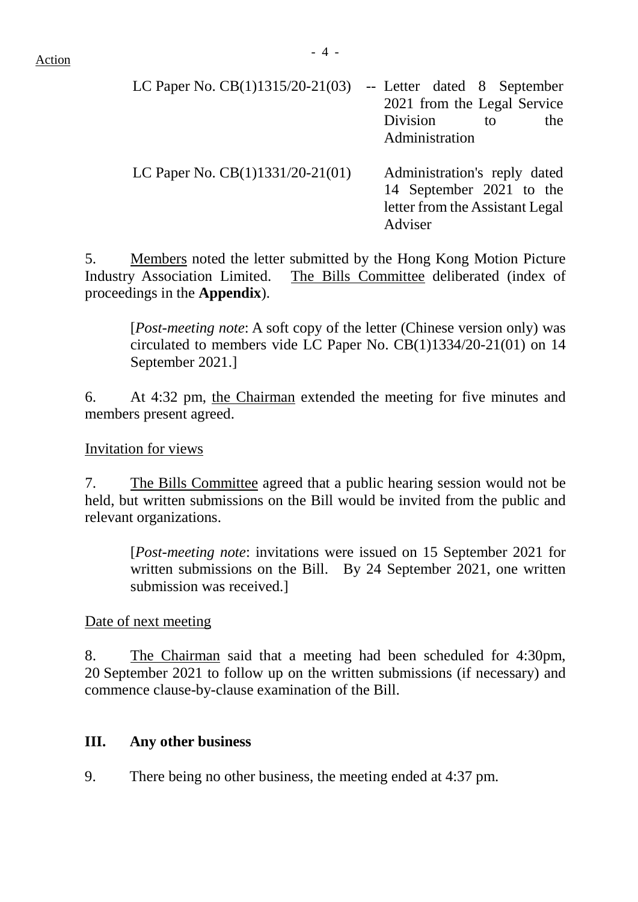| | | |
|---|---|---|
| LC Paper No. CB(1)1315/20-21(03) | -- | Letter dated 8 September 2021 from the Legal Service Division to the Administration |
| LC Paper No. CB(1)1331/20-21(01) | | Administration's reply dated 14 September 2021 to the letter from the Assistant Legal Adviser |

5. Members noted the letter submitted by the Hong Kong Motion Picture Industry Association Limited. The Bills Committee deliberated (index of proceedings in the **Appendix**).

> [*Post-meeting note*: A soft copy of the letter (Chinese version only) was circulated to members vide LC Paper No. CB(1)1334/20-21(01) on 14 September 2021.]

6. At 4:32 pm, the Chairman extended the meeting for five minutes and members present agreed.

Invitation for views

7. The Bills Committee agreed that a public hearing session would not be held, but written submissions on the Bill would be invited from the public and relevant organizations.

> [*Post-meeting note*: invitations were issued on 15 September 2021 for written submissions on the Bill. By 24 September 2021, one written submission was received.]

Date of next meeting

8. The Chairman said that a meeting had been scheduled for 4:30pm, 20 September 2021 to follow up on the written submissions (if necessary) and commence clause-by-clause examination of the Bill.

## III. Any other business

9. There being no other business, the meeting ended at 4:37 pm.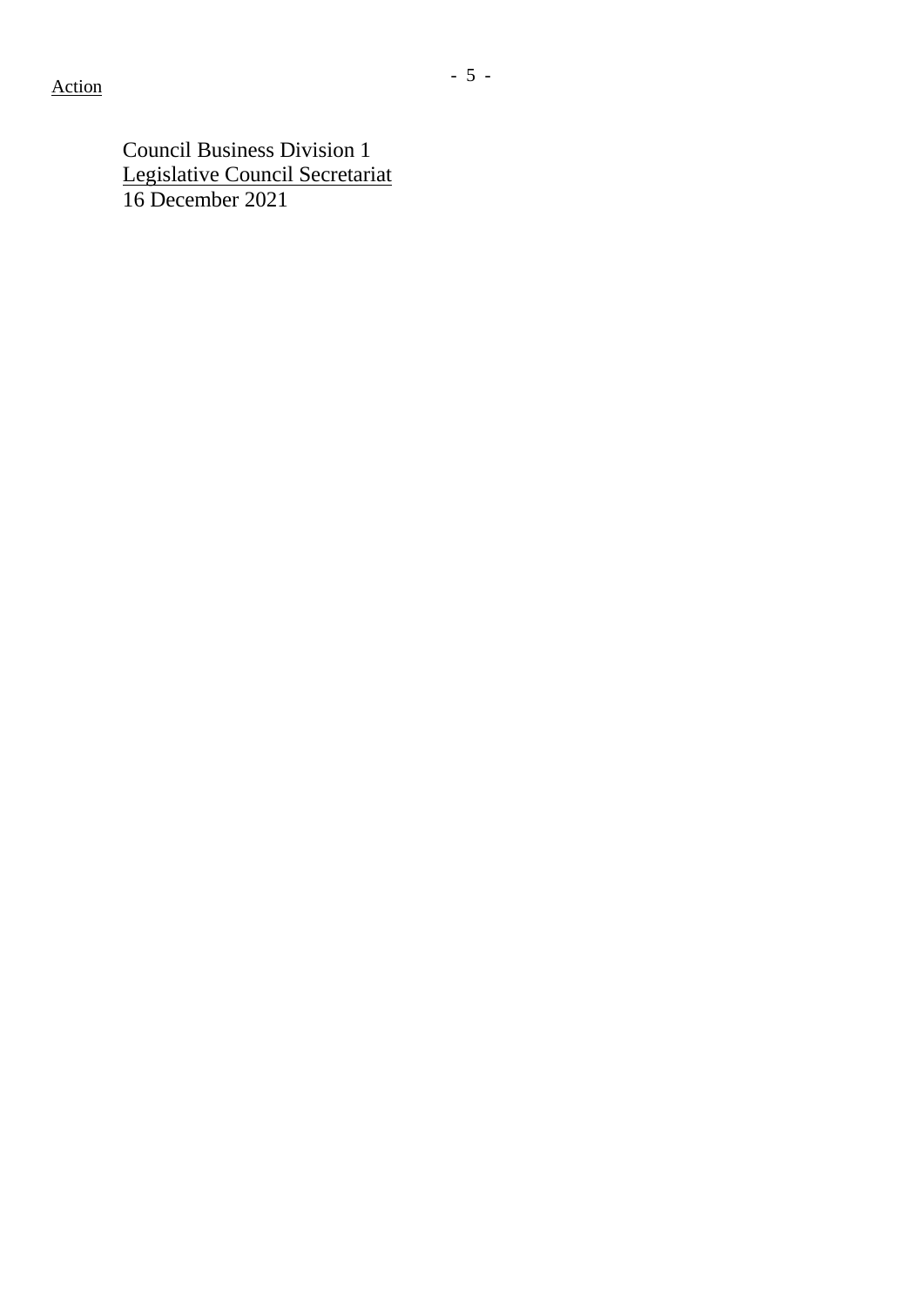Council Business Division 1
Legislative Council Secretariat
16 December 2021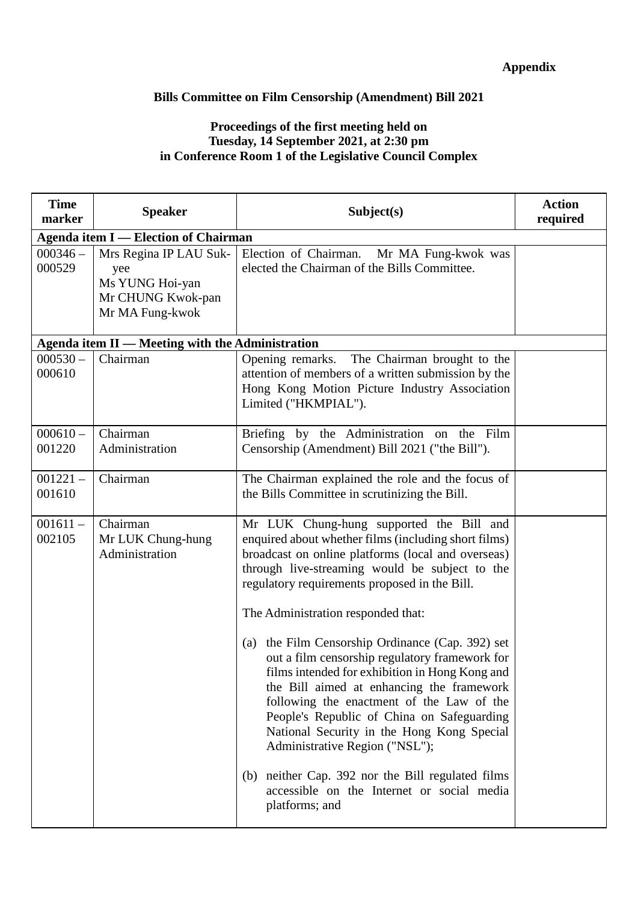**Appendix**

**Bills Committee on Film Censorship (Amendment) Bill 2021**

**Proceedings of the first meeting held on**
**Tuesday, 14 September 2021, at 2:30 pm**
**in Conference Room 1 of the Legislative Council Complex**

| Time marker | Speaker | Subject(s) | Action required |
|---|---|---|---|
| **Agenda item I — Election of Chairman** | | | |
| 000346 – 000529 | Mrs Regina IP LAU Suk-yee<br>Ms YUNG Hoi-yan<br>Mr CHUNG Kwok-pan<br>Mr MA Fung-kwok | Election of Chairman. Mr MA Fung-kwok was elected the Chairman of the Bills Committee. | |
| **Agenda item II — Meeting with the Administration** | | | |
| 000530 – 000610 | Chairman | Opening remarks. The Chairman brought to the attention of members of a written submission by the Hong Kong Motion Picture Industry Association Limited ("HKMPIAL"). | |
| 000610 – 001220 | Chairman<br>Administration | Briefing by the Administration on the Film Censorship (Amendment) Bill 2021 ("the Bill"). | |
| 001221 – 001610 | Chairman | The Chairman explained the role and the focus of the Bills Committee in scrutinizing the Bill. | |
| 001611 – 002105 | Chairman<br>Mr LUK Chung-hung<br>Administration | Mr LUK Chung-hung supported the Bill and enquired about whether films (including short films) broadcast on online platforms (local and overseas) through live-streaming would be subject to the regulatory requirements proposed in the Bill.<br><br>The Administration responded that:<br><br>(a) the Film Censorship Ordinance (Cap. 392) set out a film censorship regulatory framework for films intended for exhibition in Hong Kong and the Bill aimed at enhancing the framework following the enactment of the Law of the People's Republic of China on Safeguarding National Security in the Hong Kong Special Administrative Region ("NSL");<br><br>(b) neither Cap. 392 nor the Bill regulated films accessible on the Internet or social media platforms; and | |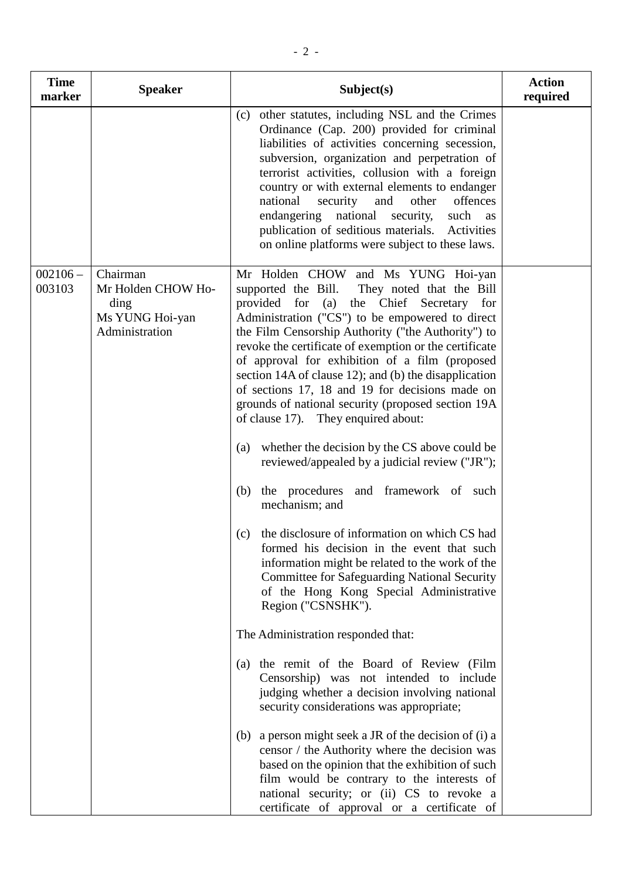| Time marker | Speaker | Subject(s) | Action required |
|---|---|---|---|
| | | (c) other statutes, including NSL and the Crimes Ordinance (Cap. 200) provided for criminal liabilities of activities concerning secession, subversion, organization and perpetration of terrorist activities, collusion with a foreign country or with external elements to endanger national security and other offences endangering national security, such as publication of seditious materials. Activities on online platforms were subject to these laws. | |
| 002106 – 003103 | Chairman<br>Mr Holden CHOW Ho-ding<br>Ms YUNG Hoi-yan<br>Administration | Mr Holden CHOW and Ms YUNG Hoi-yan supported the Bill. They noted that the Bill provided for (a) the Chief Secretary for Administration ("CS") to be empowered to direct the Film Censorship Authority ("the Authority") to revoke the certificate of exemption or the certificate of approval for exhibition of a film (proposed section 14A of clause 12); and (b) the disapplication of sections 17, 18 and 19 for decisions made on grounds of national security (proposed section 19A of clause 17). They enquired about:<br><br>(a) whether the decision by the CS above could be reviewed/appealed by a judicial review ("JR");<br><br>(b) the procedures and framework of such mechanism; and<br><br>(c) the disclosure of information on which CS had formed his decision in the event that such information might be related to the work of the Committee for Safeguarding National Security of the Hong Kong Special Administrative Region ("CSNSHK").<br><br>The Administration responded that:<br><br>(a) the remit of the Board of Review (Film Censorship) was not intended to include judging whether a decision involving national security considerations was appropriate;<br><br>(b) a person might seek a JR of the decision of (i) a censor / the Authority where the decision was based on the opinion that the exhibition of such film would be contrary to the interests of national security; or (ii) CS to revoke a certificate of approval or a certificate of | |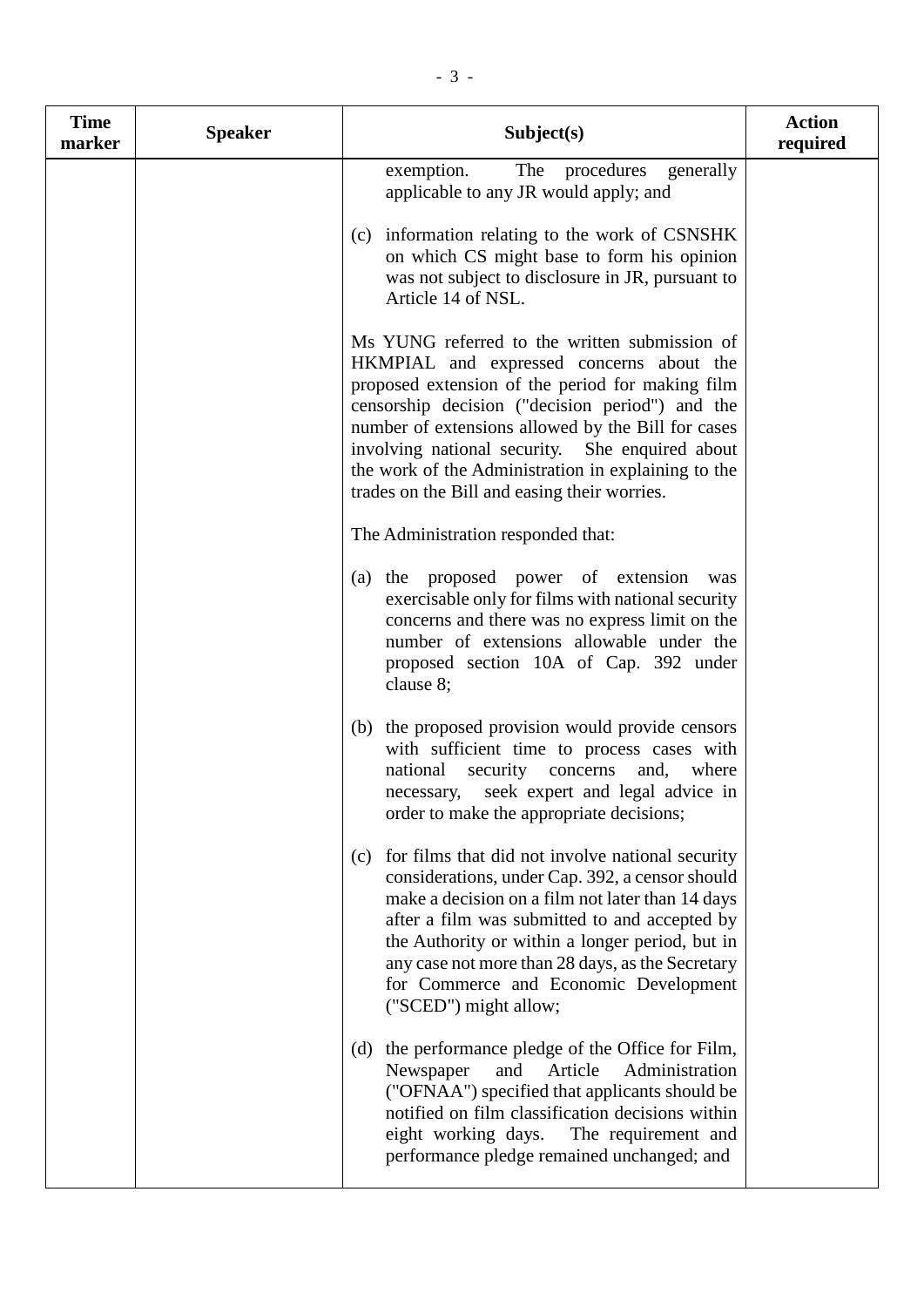| Time marker | Speaker | Subject(s) | Action required |
|---|---|---|---|
| | | exemption. The procedures generally applicable to any JR would apply; and<br><br>(c) information relating to the work of CSNSHK on which CS might base to form his opinion was not subject to disclosure in JR, pursuant to Article 14 of NSL.<br><br>Ms YUNG referred to the written submission of HKMPIAL and expressed concerns about the proposed extension of the period for making film censorship decision ("decision period") and the number of extensions allowed by the Bill for cases involving national security. She enquired about the work of the Administration in explaining to the trades on the Bill and easing their worries.<br><br>The Administration responded that:<br><br>(a) the proposed power of extension was exercisable only for films with national security concerns and there was no express limit on the number of extensions allowable under the proposed section 10A of Cap. 392 under clause 8;<br><br>(b) the proposed provision would provide censors with sufficient time to process cases with national security concerns and, where necessary, seek expert and legal advice in order to make the appropriate decisions;<br><br>(c) for films that did not involve national security considerations, under Cap. 392, a censor should make a decision on a film not later than 14 days after a film was submitted to and accepted by the Authority or within a longer period, but in any case not more than 28 days, as the Secretary for Commerce and Economic Development ("SCED") might allow;<br><br>(d) the performance pledge of the Office for Film, Newspaper and Article Administration ("OFNAA") specified that applicants should be notified on film classification decisions within eight working days. The requirement and performance pledge remained unchanged; and | |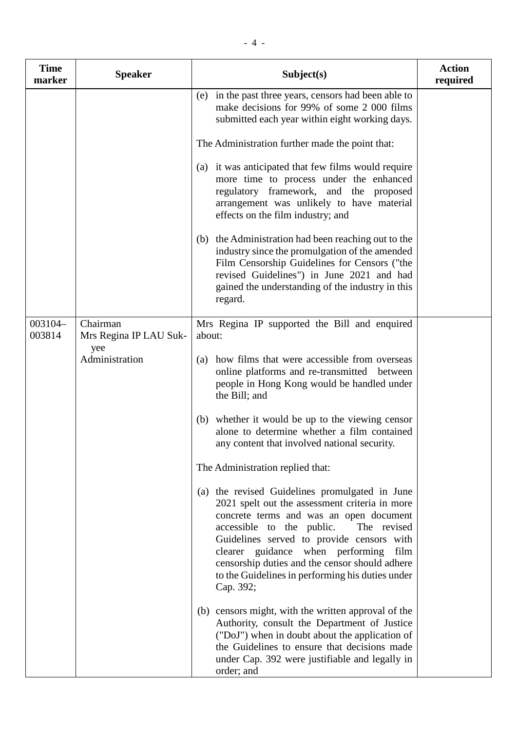| Time marker | Speaker | Subject(s) | Action required |
|---|---|---|---|
| | | (e) in the past three years, censors had been able to make decisions for 99% of some 2 000 films submitted each year within eight working days.<br><br>The Administration further made the point that:<br><br>(a) it was anticipated that few films would require more time to process under the enhanced regulatory framework, and the proposed arrangement was unlikely to have material effects on the film industry; and<br><br>(b) the Administration had been reaching out to the industry since the promulgation of the amended Film Censorship Guidelines for Censors ("the revised Guidelines") in June 2021 and had gained the understanding of the industry in this regard. | |
| 003104–003814 | Chairman<br>Mrs Regina IP LAU Suk-yee<br>Administration | Mrs Regina IP supported the Bill and enquired about:<br><br>(a) how films that were accessible from overseas online platforms and re-transmitted between people in Hong Kong would be handled under the Bill; and<br><br>(b) whether it would be up to the viewing censor alone to determine whether a film contained any content that involved national security.<br><br>The Administration replied that:<br><br>(a) the revised Guidelines promulgated in June 2021 spelt out the assessment criteria in more concrete terms and was an open document accessible to the public. The revised Guidelines served to provide censors with clearer guidance when performing film censorship duties and the censor should adhere to the Guidelines in performing his duties under Cap. 392;<br><br>(b) censors might, with the written approval of the Authority, consult the Department of Justice ("DoJ") when in doubt about the application of the Guidelines to ensure that decisions made under Cap. 392 were justifiable and legally in order; and | |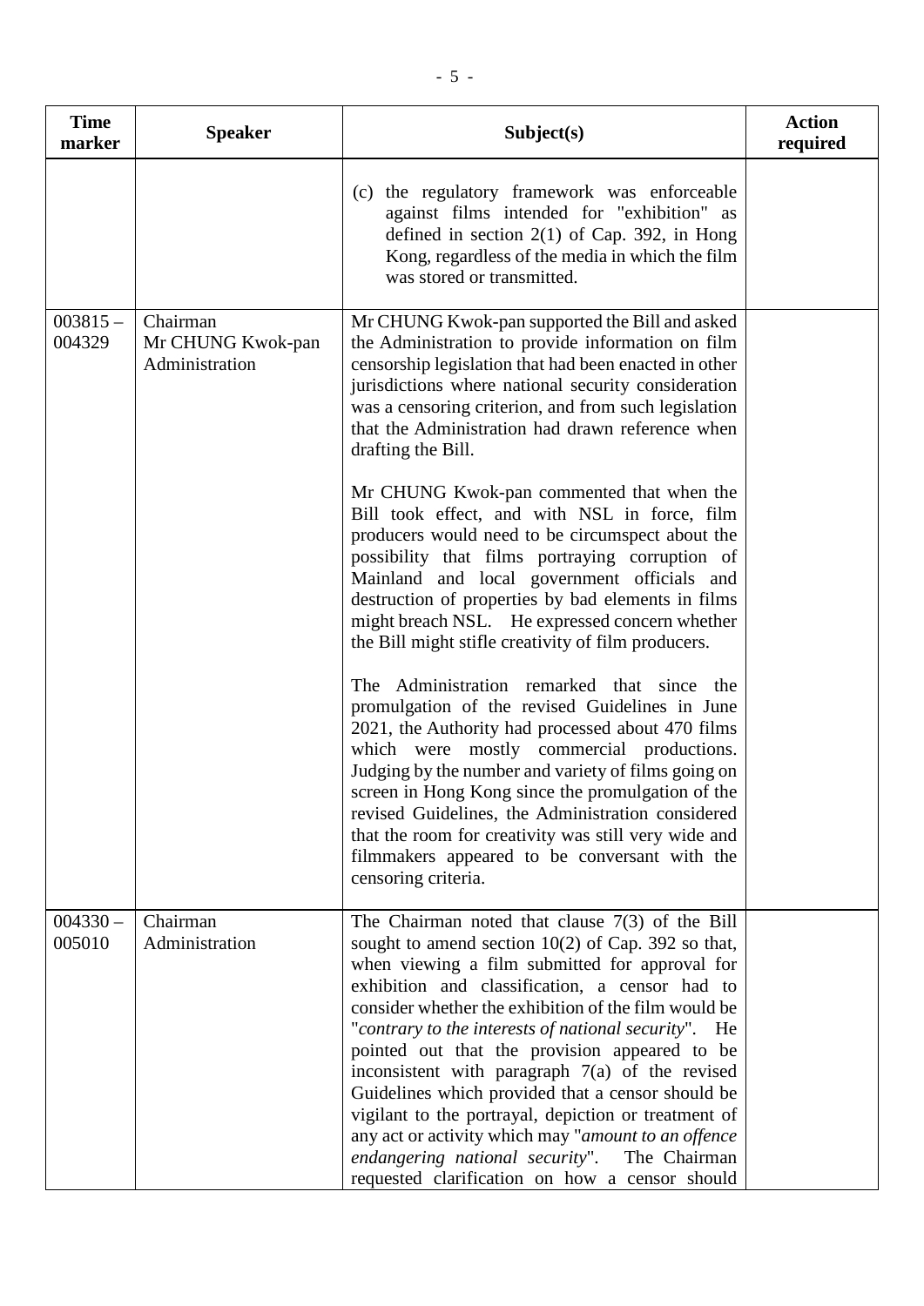| Time marker | Speaker | Subject(s) | Action required |
|---|---|---|---|
| | | (c) the regulatory framework was enforceable against films intended for "exhibition" as defined in section 2(1) of Cap. 392, in Hong Kong, regardless of the media in which the film was stored or transmitted. | |
| 003815 – 004329 | Chairman<br>Mr CHUNG Kwok-pan<br>Administration | Mr CHUNG Kwok-pan supported the Bill and asked the Administration to provide information on film censorship legislation that had been enacted in other jurisdictions where national security consideration was a censoring criterion, and from such legislation that the Administration had drawn reference when drafting the Bill.<br><br>Mr CHUNG Kwok-pan commented that when the Bill took effect, and with NSL in force, film producers would need to be circumspect about the possibility that films portraying corruption of Mainland and local government officials and destruction of properties by bad elements in films might breach NSL. He expressed concern whether the Bill might stifle creativity of film producers.<br><br>The Administration remarked that since the promulgation of the revised Guidelines in June 2021, the Authority had processed about 470 films which were mostly commercial productions. Judging by the number and variety of films going on screen in Hong Kong since the promulgation of the revised Guidelines, the Administration considered that the room for creativity was still very wide and filmmakers appeared to be conversant with the censoring criteria. | |
| 004330 – 005010 | Chairman<br>Administration | The Chairman noted that clause 7(3) of the Bill sought to amend section 10(2) of Cap. 392 so that, when viewing a film submitted for approval for exhibition and classification, a censor had to consider whether the exhibition of the film would be "*contrary to the interests of national security*". He pointed out that the provision appeared to be inconsistent with paragraph 7(a) of the revised Guidelines which provided that a censor should be vigilant to the portrayal, depiction or treatment of any act or activity which may "*amount to an offence endangering national security*". The Chairman requested clarification on how a censor should | |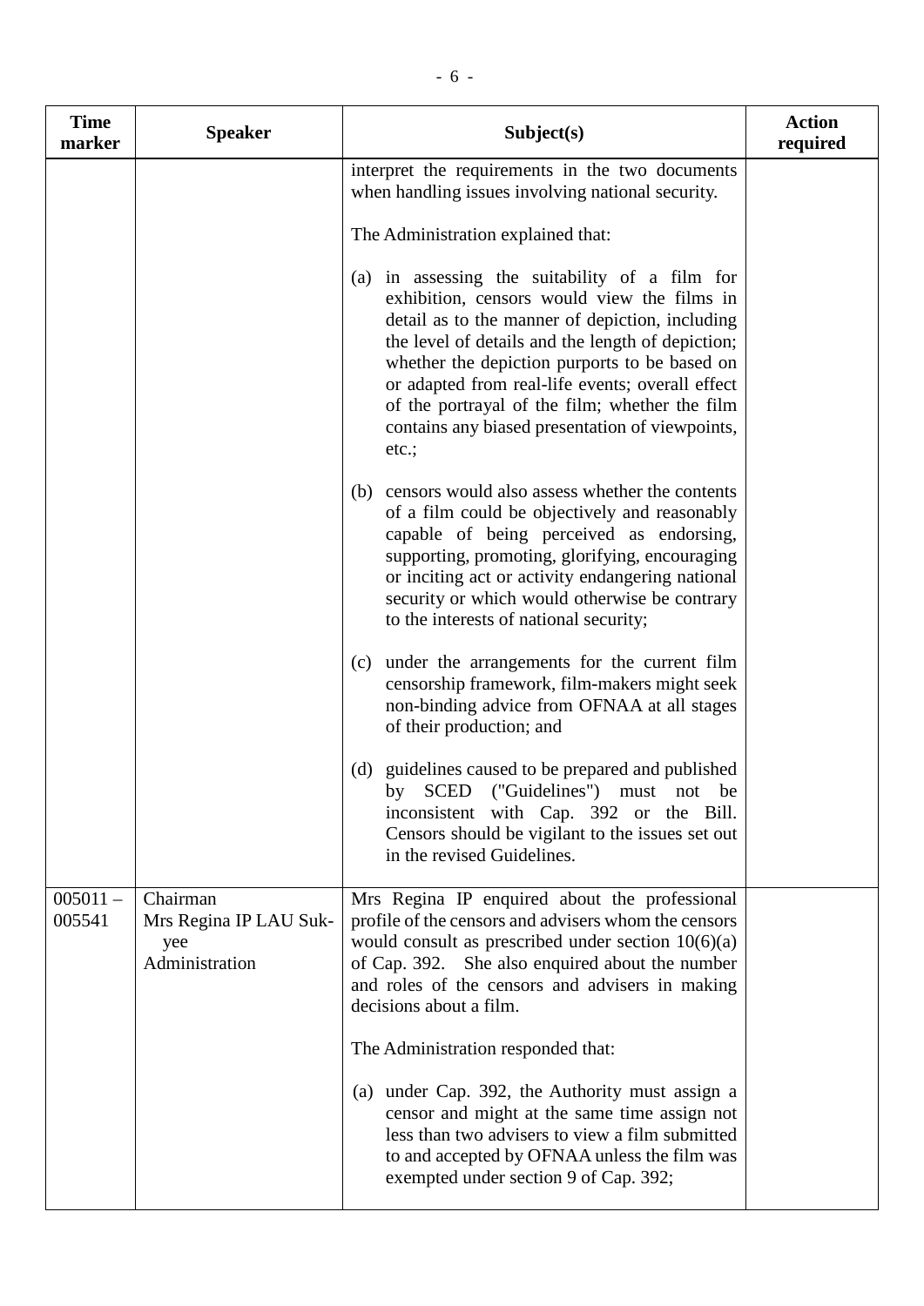| Time marker | Speaker | Subject(s) | Action required |
|---|---|---|---|
| | | interpret the requirements in the two documents when handling issues involving national security.<br><br>The Administration explained that:<br><br>(a) in assessing the suitability of a film for exhibition, censors would view the films in detail as to the manner of depiction, including the level of details and the length of depiction; whether the depiction purports to be based on or adapted from real-life events; overall effect of the portrayal of the film; whether the film contains any biased presentation of viewpoints, etc.;<br><br>(b) censors would also assess whether the contents of a film could be objectively and reasonably capable of being perceived as endorsing, supporting, promoting, glorifying, encouraging or inciting act or activity endangering national security or which would otherwise be contrary to the interests of national security;<br><br>(c) under the arrangements for the current film censorship framework, film-makers might seek non-binding advice from OFNAA at all stages of their production; and<br><br>(d) guidelines caused to be prepared and published by SCED ("Guidelines") must not be inconsistent with Cap. 392 or the Bill. Censors should be vigilant to the issues set out in the revised Guidelines. | |
| 005011 – 005541 | Chairman<br>Mrs Regina IP LAU Suk-yee<br>Administration | Mrs Regina IP enquired about the professional profile of the censors and advisers whom the censors would consult as prescribed under section 10(6)(a) of Cap. 392. She also enquired about the number and roles of the censors and advisers in making decisions about a film.<br><br>The Administration responded that:<br><br>(a) under Cap. 392, the Authority must assign a censor and might at the same time assign not less than two advisers to view a film submitted to and accepted by OFNAA unless the film was exempted under section 9 of Cap. 392; | |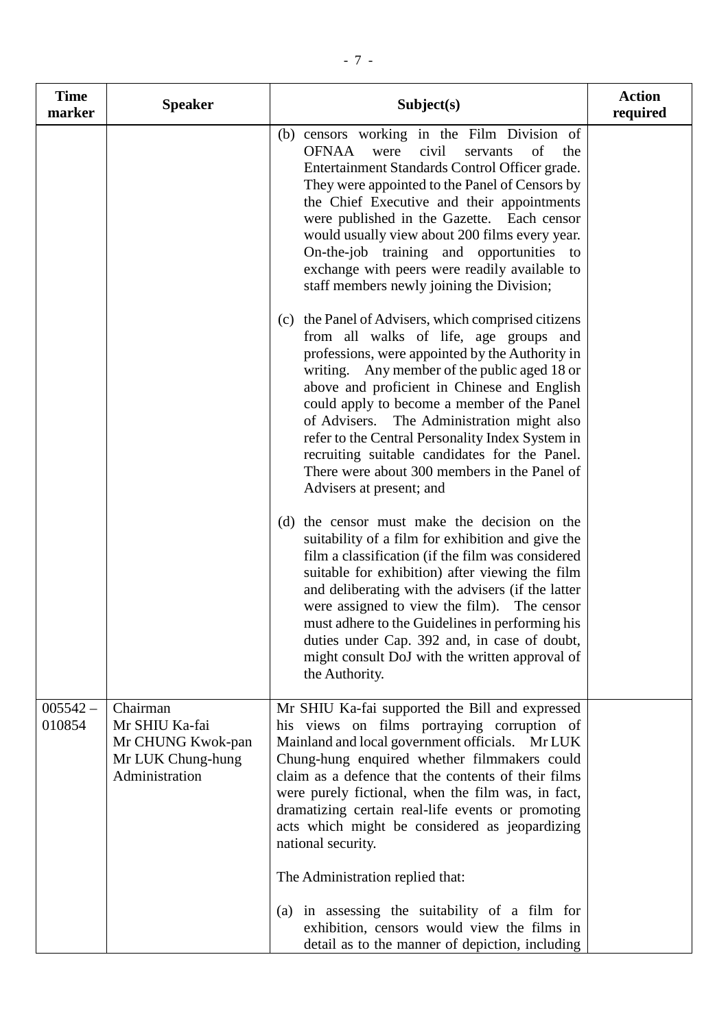| Time marker | Speaker | Subject(s) | Action required |
|---|---|---|---|
| | | (b) censors working in the Film Division of OFNAA were civil servants of the Entertainment Standards Control Officer grade. They were appointed to the Panel of Censors by the Chief Executive and their appointments were published in the Gazette. Each censor would usually view about 200 films every year. On-the-job training and opportunities to exchange with peers were readily available to staff members newly joining the Division;<br><br>(c) the Panel of Advisers, which comprised citizens from all walks of life, age groups and professions, were appointed by the Authority in writing. Any member of the public aged 18 or above and proficient in Chinese and English could apply to become a member of the Panel of Advisers. The Administration might also refer to the Central Personality Index System in recruiting suitable candidates for the Panel. There were about 300 members in the Panel of Advisers at present; and<br><br>(d) the censor must make the decision on the suitability of a film for exhibition and give the film a classification (if the film was considered suitable for exhibition) after viewing the film and deliberating with the advisers (if the latter were assigned to view the film). The censor must adhere to the Guidelines in performing his duties under Cap. 392 and, in case of doubt, might consult DoJ with the written approval of the Authority. | |
| 005542 – 010854 | Chairman<br>Mr SHIU Ka-fai<br>Mr CHUNG Kwok-pan<br>Mr LUK Chung-hung<br>Administration | Mr SHIU Ka-fai supported the Bill and expressed his views on films portraying corruption of Mainland and local government officials. Mr LUK Chung-hung enquired whether filmmakers could claim as a defence that the contents of their films were purely fictional, when the film was, in fact, dramatizing certain real-life events or promoting acts which might be considered as jeopardizing national security.<br><br>The Administration replied that:<br><br>(a) in assessing the suitability of a film for exhibition, censors would view the films in detail as to the manner of depiction, including | |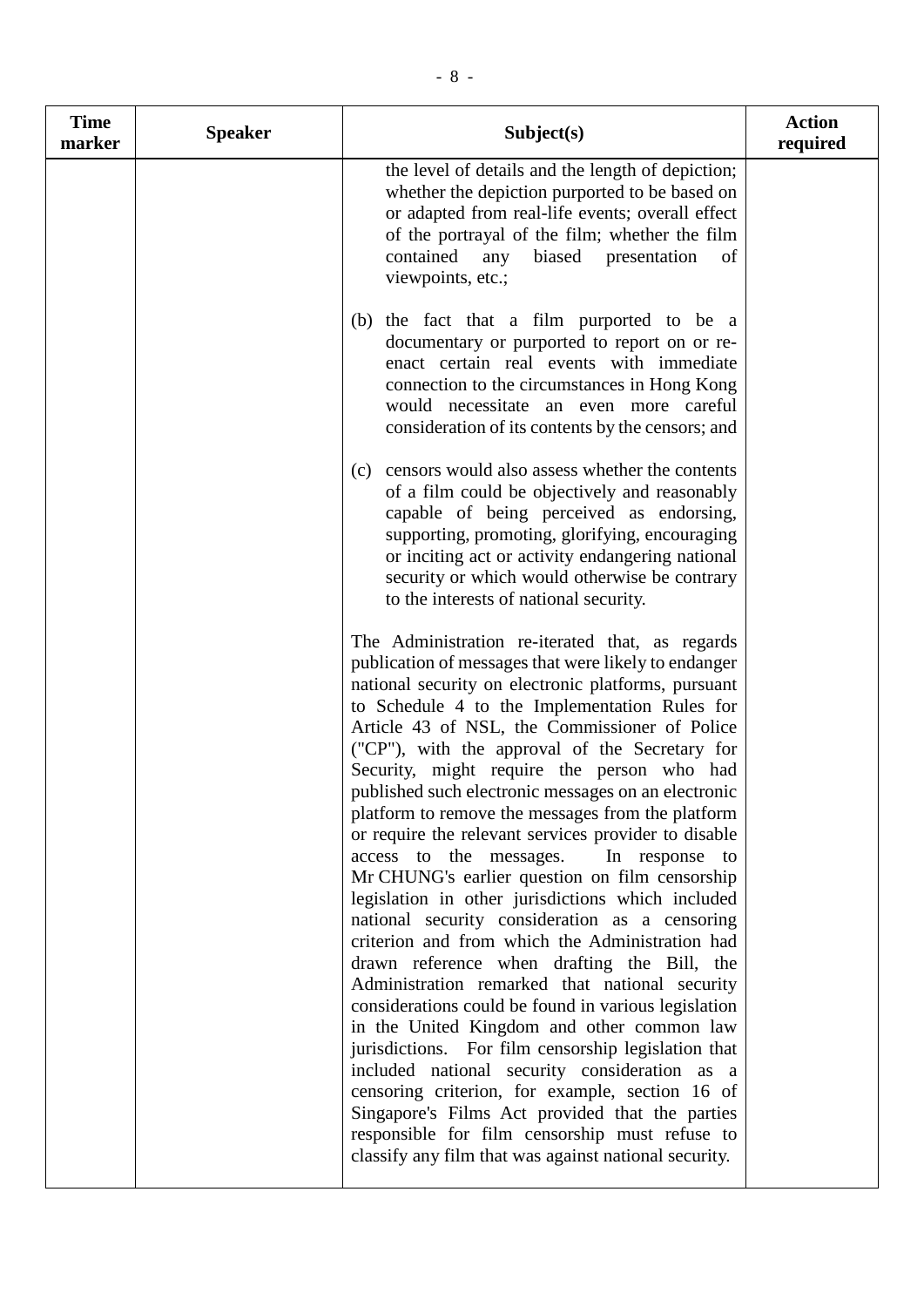| Time marker | Speaker | Subject(s) | Action required |
|---|---|---|---|
| | | the level of details and the length of depiction; whether the depiction purported to be based on or adapted from real-life events; overall effect of the portrayal of the film; whether the film contained any biased presentation of viewpoints, etc.;<br><br>(b) the fact that a film purported to be a documentary or purported to report on or re-enact certain real events with immediate connection to the circumstances in Hong Kong would necessitate an even more careful consideration of its contents by the censors; and<br><br>(c) censors would also assess whether the contents of a film could be objectively and reasonably capable of being perceived as endorsing, supporting, promoting, glorifying, encouraging or inciting act or activity endangering national security or which would otherwise be contrary to the interests of national security.<br><br>The Administration re-iterated that, as regards publication of messages that were likely to endanger national security on electronic platforms, pursuant to Schedule 4 to the Implementation Rules for Article 43 of NSL, the Commissioner of Police ("CP"), with the approval of the Secretary for Security, might require the person who had published such electronic messages on an electronic platform to remove the messages from the platform or require the relevant services provider to disable access to the messages. In response to Mr CHUNG's earlier question on film censorship legislation in other jurisdictions which included national security consideration as a censoring criterion and from which the Administration had drawn reference when drafting the Bill, the Administration remarked that national security considerations could be found in various legislation in the United Kingdom and other common law jurisdictions. For film censorship legislation that included national security consideration as a censoring criterion, for example, section 16 of Singapore's Films Act provided that the parties responsible for film censorship must refuse to classify any film that was against national security. | |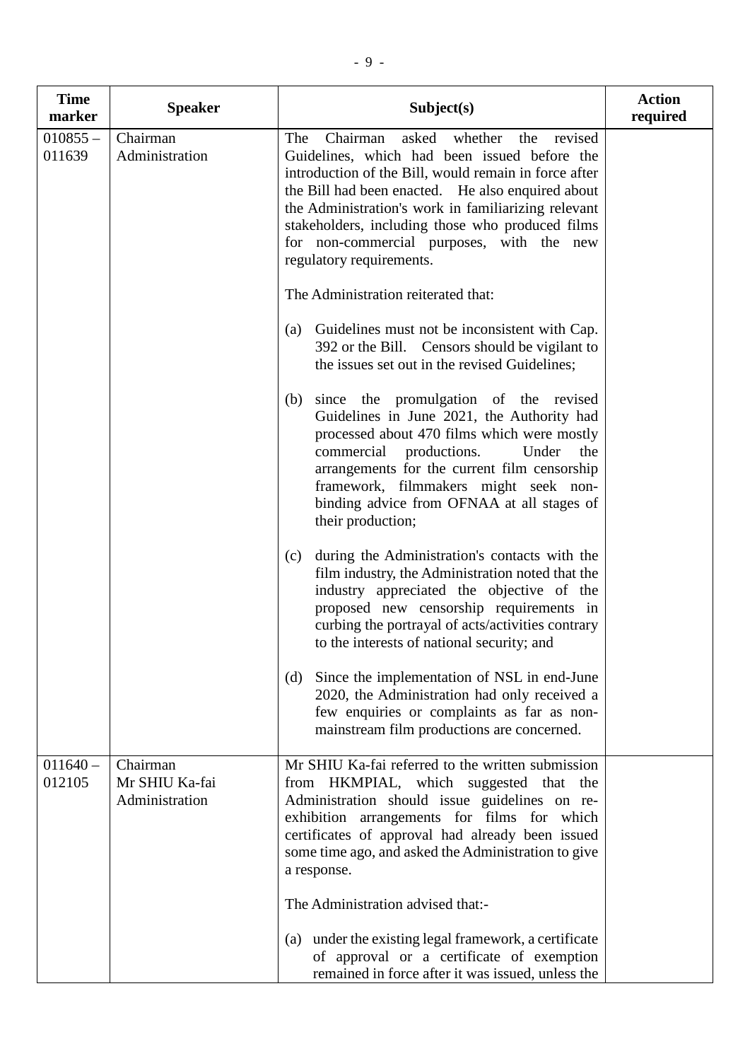| Time marker | Speaker | Subject(s) | Action required |
|---|---|---|---|
| 010855 – 011639 | Chairman<br>Administration | The Chairman asked whether the revised Guidelines, which had been issued before the introduction of the Bill, would remain in force after the Bill had been enacted. He also enquired about the Administration's work in familiarizing relevant stakeholders, including those who produced films for non-commercial purposes, with the new regulatory requirements.<br><br>The Administration reiterated that:<br><br>(a) Guidelines must not be inconsistent with Cap. 392 or the Bill. Censors should be vigilant to the issues set out in the revised Guidelines;<br><br>(b) since the promulgation of the revised Guidelines in June 2021, the Authority had processed about 470 films which were mostly commercial productions. Under the arrangements for the current film censorship framework, filmmakers might seek non-binding advice from OFNAA at all stages of their production;<br><br>(c) during the Administration's contacts with the film industry, the Administration noted that the industry appreciated the objective of the proposed new censorship requirements in curbing the portrayal of acts/activities contrary to the interests of national security; and<br><br>(d) Since the implementation of NSL in end-June 2020, the Administration had only received a few enquiries or complaints as far as non-mainstream film productions are concerned. | |
| 011640 – 012105 | Chairman<br>Mr SHIU Ka-fai<br>Administration | Mr SHIU Ka-fai referred to the written submission from HKMPIAL, which suggested that the Administration should issue guidelines on re-exhibition arrangements for films for which certificates of approval had already been issued some time ago, and asked the Administration to give a response.<br><br>The Administration advised that:-<br><br>(a) under the existing legal framework, a certificate of approval or a certificate of exemption remained in force after it was issued, unless the | |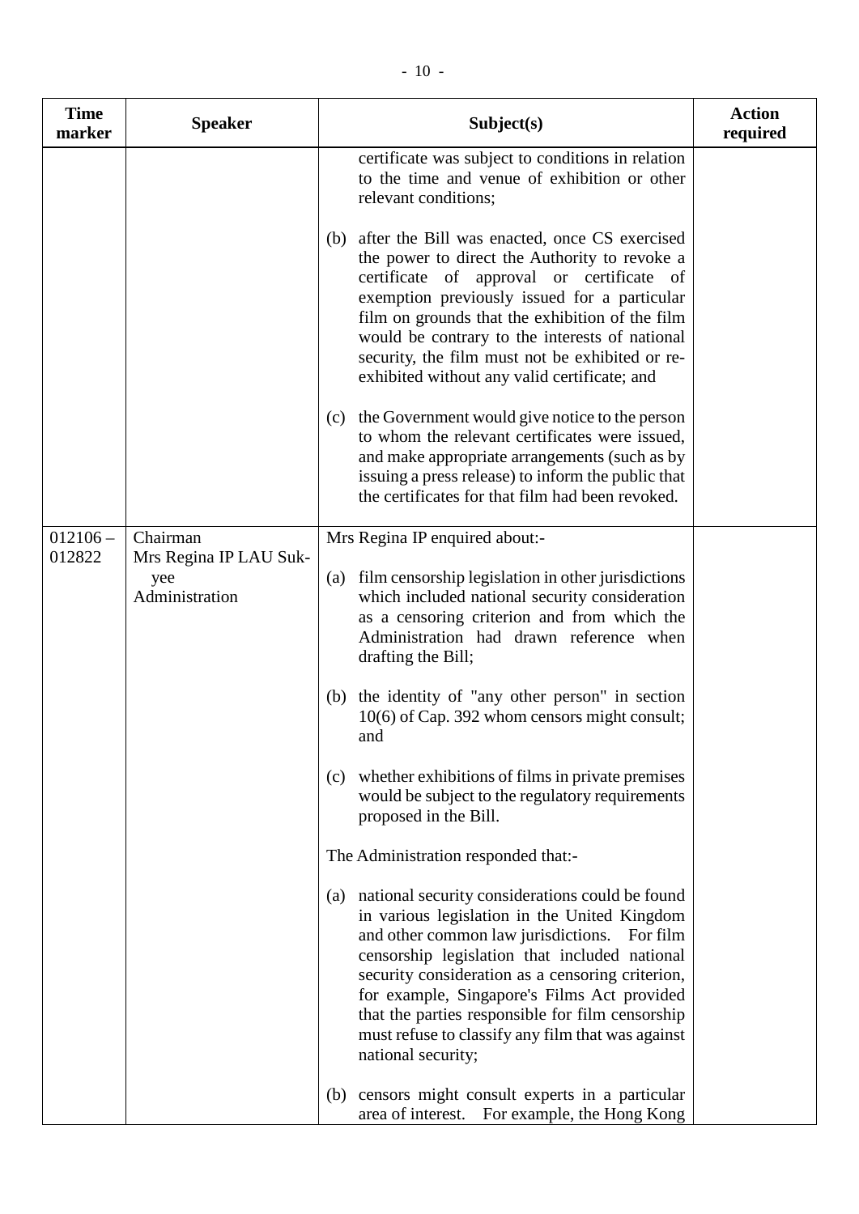| Time marker | Speaker | Subject(s) | Action required |
|---|---|---|---|
| | | certificate was subject to conditions in relation to the time and venue of exhibition or other relevant conditions;<br><br>(b) after the Bill was enacted, once CS exercised the power to direct the Authority to revoke a certificate of approval or certificate of exemption previously issued for a particular film on grounds that the exhibition of the film would be contrary to the interests of national security, the film must not be exhibited or re-exhibited without any valid certificate; and<br><br>(c) the Government would give notice to the person to whom the relevant certificates were issued, and make appropriate arrangements (such as by issuing a press release) to inform the public that the certificates for that film had been revoked. | |
| 012106 – 012822 | Chairman<br>Mrs Regina IP LAU Suk-yee<br>Administration | Mrs Regina IP enquired about:-<br><br>(a) film censorship legislation in other jurisdictions which included national security consideration as a censoring criterion and from which the Administration had drawn reference when drafting the Bill;<br><br>(b) the identity of "any other person" in section 10(6) of Cap. 392 whom censors might consult; and<br><br>(c) whether exhibitions of films in private premises would be subject to the regulatory requirements proposed in the Bill.<br><br>The Administration responded that:-<br><br>(a) national security considerations could be found in various legislation in the United Kingdom and other common law jurisdictions. For film censorship legislation that included national security consideration as a censoring criterion, for example, Singapore's Films Act provided that the parties responsible for film censorship must refuse to classify any film that was against national security;<br><br>(b) censors might consult experts in a particular area of interest. For example, the Hong Kong | |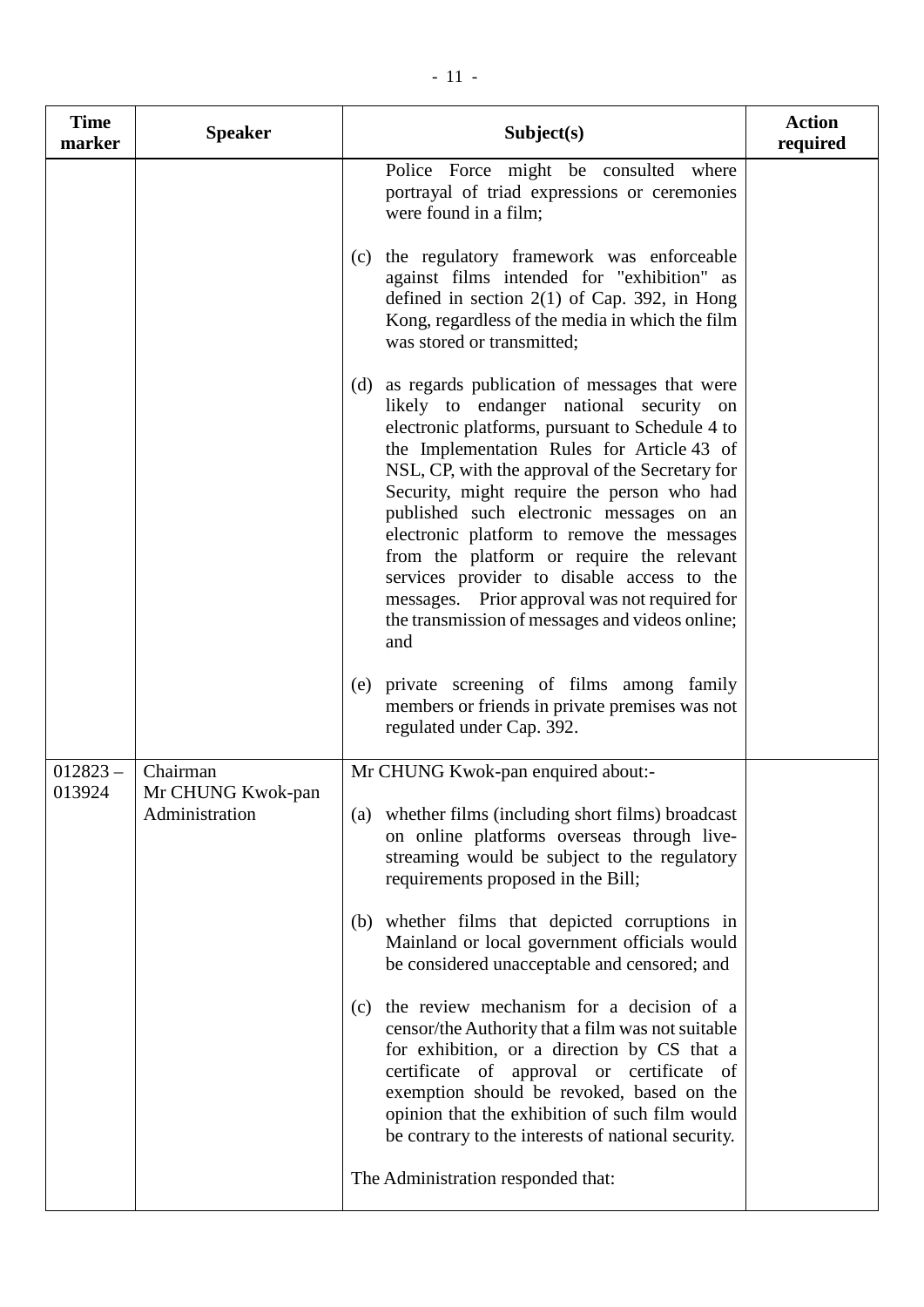| Time marker | Speaker | Subject(s) | Action required |
|---|---|---|---|
| | | Police Force might be consulted where portrayal of triad expressions or ceremonies were found in a film;<br><br>(c) the regulatory framework was enforceable against films intended for "exhibition" as defined in section 2(1) of Cap. 392, in Hong Kong, regardless of the media in which the film was stored or transmitted;<br><br>(d) as regards publication of messages that were likely to endanger national security on electronic platforms, pursuant to Schedule 4 to the Implementation Rules for Article 43 of NSL, CP, with the approval of the Secretary for Security, might require the person who had published such electronic messages on an electronic platform to remove the messages from the platform or require the relevant services provider to disable access to the messages. Prior approval was not required for the transmission of messages and videos online; and<br><br>(e) private screening of films among family members or friends in private premises was not regulated under Cap. 392. | |
| 012823 – 013924 | Chairman<br>Mr CHUNG Kwok-pan<br>Administration | Mr CHUNG Kwok-pan enquired about:-<br><br>(a) whether films (including short films) broadcast on online platforms overseas through live-streaming would be subject to the regulatory requirements proposed in the Bill;<br><br>(b) whether films that depicted corruptions in Mainland or local government officials would be considered unacceptable and censored; and<br><br>(c) the review mechanism for a decision of a censor/the Authority that a film was not suitable for exhibition, or a direction by CS that a certificate of approval or certificate of exemption should be revoked, based on the opinion that the exhibition of such film would be contrary to the interests of national security.<br><br>The Administration responded that: | |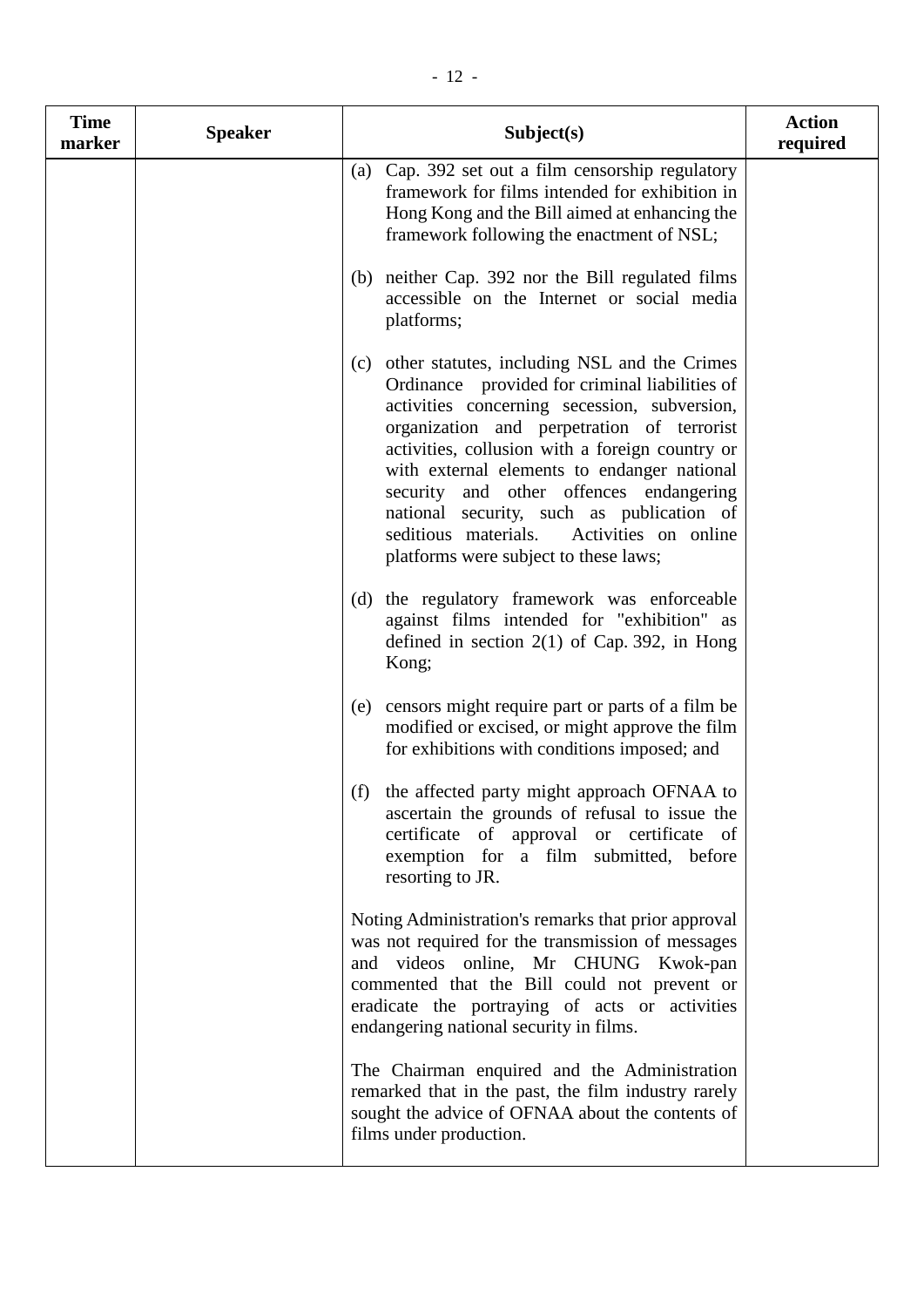| Time marker | Speaker | Subject(s) | Action required |
|---|---|---|---|
| | | (a) Cap. 392 set out a film censorship regulatory framework for films intended for exhibition in Hong Kong and the Bill aimed at enhancing the framework following the enactment of NSL;<br><br>(b) neither Cap. 392 nor the Bill regulated films accessible on the Internet or social media platforms;<br><br>(c) other statutes, including NSL and the Crimes Ordinance provided for criminal liabilities of activities concerning secession, subversion, organization and perpetration of terrorist activities, collusion with a foreign country or with external elements to endanger national security and other offences endangering national security, such as publication of seditious materials. Activities on online platforms were subject to these laws;<br><br>(d) the regulatory framework was enforceable against films intended for "exhibition" as defined in section 2(1) of Cap. 392, in Hong Kong;<br><br>(e) censors might require part or parts of a film be modified or excised, or might approve the film for exhibitions with conditions imposed; and<br><br>(f) the affected party might approach OFNAA to ascertain the grounds of refusal to issue the certificate of approval or certificate of exemption for a film submitted, before resorting to JR.<br><br>Noting Administration's remarks that prior approval was not required for the transmission of messages and videos online, Mr CHUNG Kwok-pan commented that the Bill could not prevent or eradicate the portraying of acts or activities endangering national security in films.<br><br>The Chairman enquired and the Administration remarked that in the past, the film industry rarely sought the advice of OFNAA about the contents of films under production. | |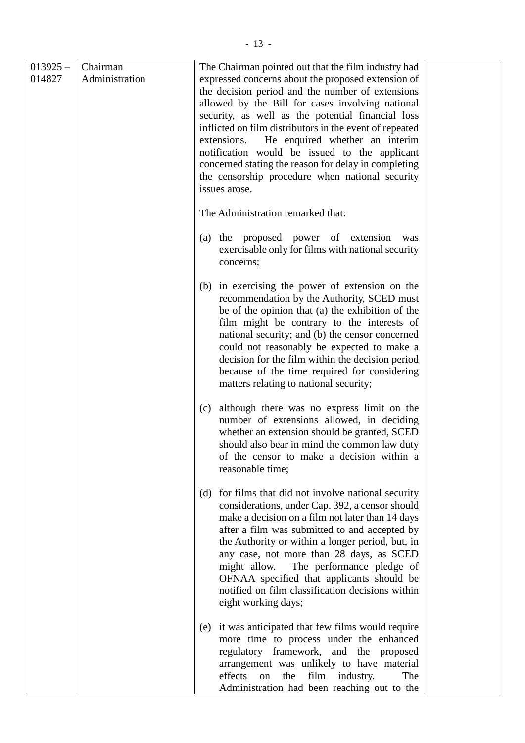| | | | |
|---|---|---|---|
| 013925 – 014827 | Chairman<br>Administration | The Chairman pointed out that the film industry had expressed concerns about the proposed extension of the decision period and the number of extensions allowed by the Bill for cases involving national security, as well as the potential financial loss inflicted on film distributors in the event of repeated extensions. He enquired whether an interim notification would be issued to the applicant concerned stating the reason for delay in completing the censorship procedure when national security issues arose.<br><br>The Administration remarked that:<br><br>(a) the proposed power of extension was exercisable only for films with national security concerns;<br><br>(b) in exercising the power of extension on the recommendation by the Authority, SCED must be of the opinion that (a) the exhibition of the film might be contrary to the interests of national security; and (b) the censor concerned could not reasonably be expected to make a decision for the film within the decision period because of the time required for considering matters relating to national security;<br><br>(c) although there was no express limit on the number of extensions allowed, in deciding whether an extension should be granted, SCED should also bear in mind the common law duty of the censor to make a decision within a reasonable time;<br><br>(d) for films that did not involve national security considerations, under Cap. 392, a censor should make a decision on a film not later than 14 days after a film was submitted to and accepted by the Authority or within a longer period, but, in any case, not more than 28 days, as SCED might allow. The performance pledge of OFNAA specified that applicants should be notified on film classification decisions within eight working days;<br><br>(e) it was anticipated that few films would require more time to process under the enhanced regulatory framework, and the proposed arrangement was unlikely to have material effects on the film industry. The Administration had been reaching out to the | |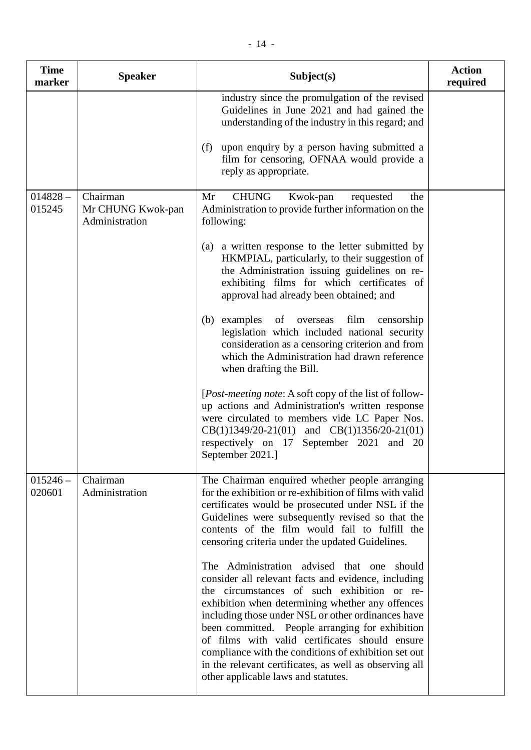| Time marker | Speaker | Subject(s) | Action required |
|---|---|---|---|
| | | industry since the promulgation of the revised Guidelines in June 2021 and had gained the understanding of the industry in this regard; and<br><br>(f) upon enquiry by a person having submitted a film for censoring, OFNAA would provide a reply as appropriate. | |
| 014828 – 015245 | Chairman<br>Mr CHUNG Kwok-pan<br>Administration | Mr CHUNG Kwok-pan requested the Administration to provide further information on the following:<br><br>(a) a written response to the letter submitted by HKMPIAL, particularly, to their suggestion of the Administration issuing guidelines on re-exhibiting films for which certificates of approval had already been obtained; and<br><br>(b) examples of overseas film censorship legislation which included national security consideration as a censoring criterion and from which the Administration had drawn reference when drafting the Bill.<br><br>[*Post-meeting note*: A soft copy of the list of follow-up actions and Administration's written response were circulated to members vide LC Paper Nos. CB(1)1349/20-21(01) and CB(1)1356/20-21(01) respectively on 17 September 2021 and 20 September 2021.] | |
| 015246 – 020601 | Chairman<br>Administration | The Chairman enquired whether people arranging for the exhibition or re-exhibition of films with valid certificates would be prosecuted under NSL if the Guidelines were subsequently revised so that the contents of the film would fail to fulfill the censoring criteria under the updated Guidelines.<br><br>The Administration advised that one should consider all relevant facts and evidence, including the circumstances of such exhibition or re-exhibition when determining whether any offences including those under NSL or other ordinances have been committed. People arranging for exhibition of films with valid certificates should ensure compliance with the conditions of exhibition set out in the relevant certificates, as well as observing all other applicable laws and statutes. | |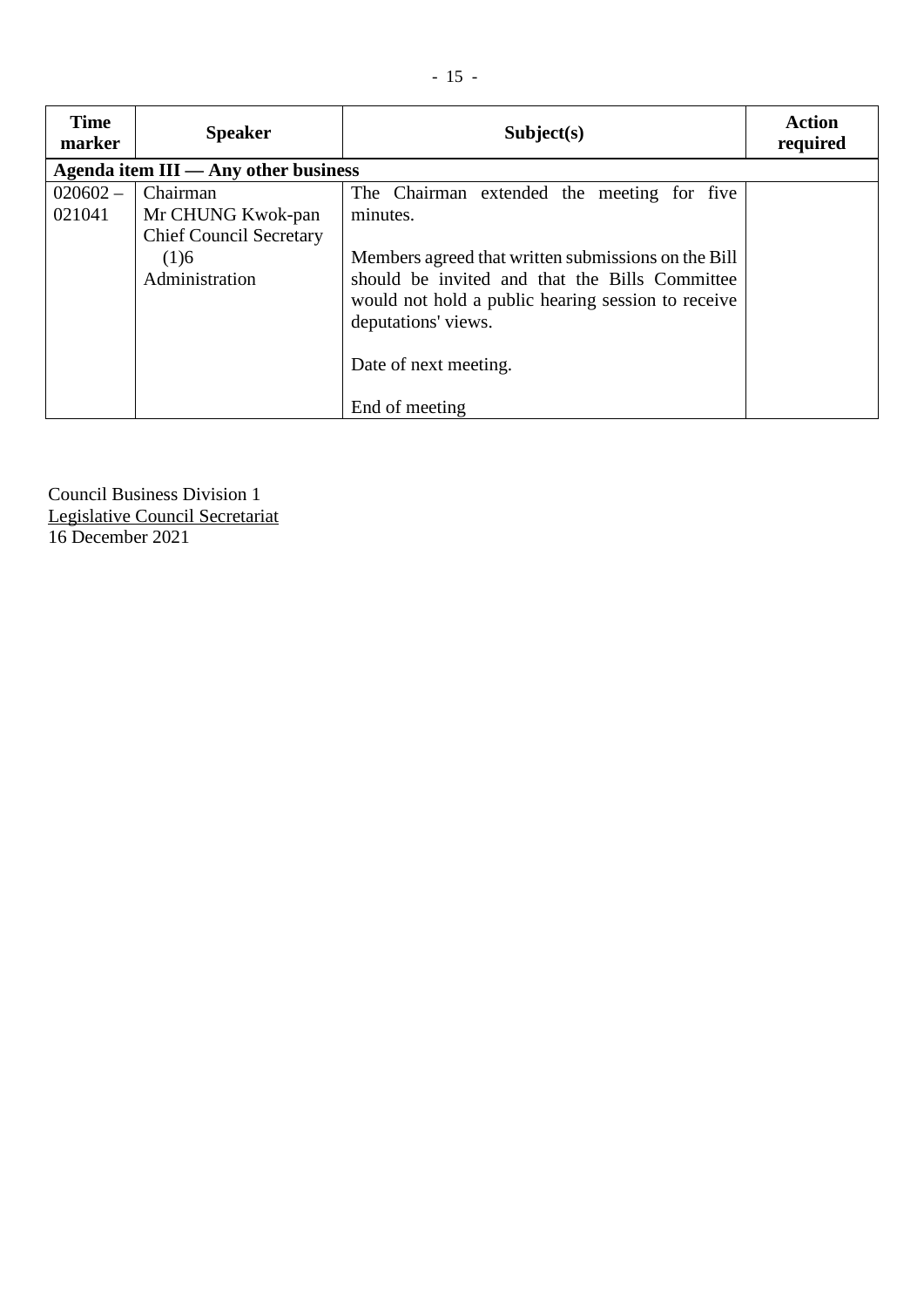| Time marker | Speaker | Subject(s) | Action required |
|---|---|---|---|
| **Agenda item III — Any other business** | | | |
| 020602 – 021041 | Chairman<br>Mr CHUNG Kwok-pan<br>Chief Council Secretary (1)6<br>Administration | The Chairman extended the meeting for five minutes.<br><br>Members agreed that written submissions on the Bill should be invited and that the Bills Committee would not hold a public hearing session to receive deputations' views.<br><br>Date of next meeting.<br><br>End of meeting | |

Council Business Division 1
Legislative Council Secretariat
16 December 2021